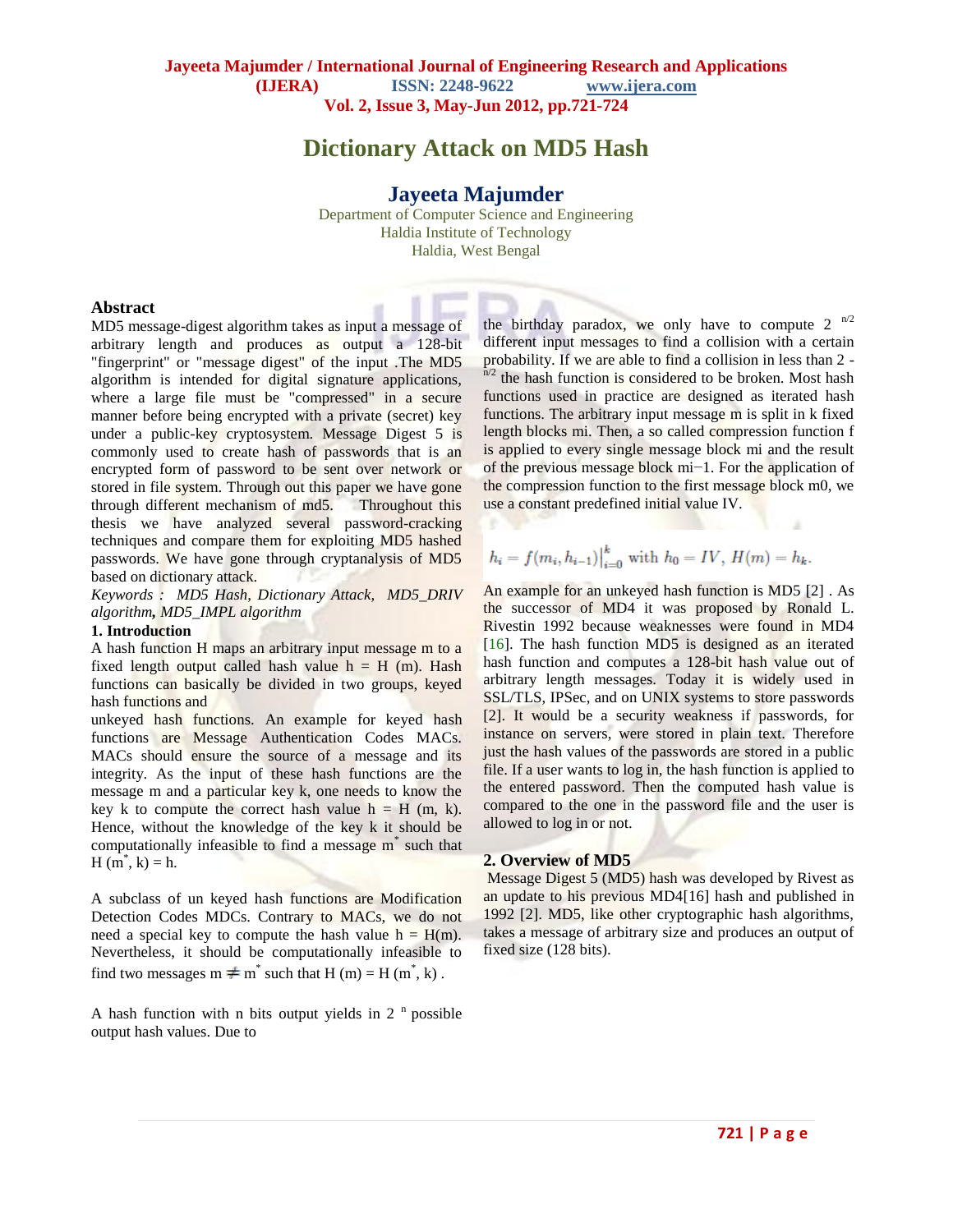# Dictionary Attack on MD5 Hash

**Jayeeta Majumder**

Department of Computer Science and Engineering
Haldia Institute of Technology
Haldia, West Bengal

## Abstract

MD5 message-digest algorithm takes as input a message of arbitrary length and produces as output a 128-bit "fingerprint" or "message digest" of the input .The MD5 algorithm is intended for digital signature applications, where a large file must be "compressed" in a secure manner before being encrypted with a private (secret) key under a public-key cryptosystem. Message Digest 5 is commonly used to create hash of passwords that is an encrypted form of password to be sent over network or stored in file system. Through out this paper we have gone through different mechanism of md5. Throughout this thesis we have analyzed several password-cracking techniques and compare them for exploiting MD5 hashed passwords. We have gone through cryptanalysis of MD5 based on dictionary attack.

*Keywords : MD5 Hash, Dictionary Attack, MD5_DRIV algorithm, MD5_IMPL algorithm*

## 1. Introduction

A hash function H maps an arbitrary input message m to a fixed length output called hash value h = H (m). Hash functions can basically be divided in two groups, keyed hash functions and unkeyed hash functions. An example for keyed hash functions are Message Authentication Codes MACs. MACs should ensure the source of a message and its integrity. As the input of these hash functions are the message m and a particular key k, one needs to know the key k to compute the correct hash value h = H (m, k). Hence, without the knowledge of the key k it should be computationally infeasible to find a message $m^*$ such that H ($m^*$, k) = h.

A subclass of un keyed hash functions are Modification Detection Codes MDCs. Contrary to MACs, we do not need a special key to compute the hash value h = H(m). Nevertheless, it should be computationally infeasible to find two messages $m \neq m^*$ such that H (m) = H ($m^*$, k) .

A hash function with n bits output yields in $2^n$ possible output hash values. Due to the birthday paradox, we only have to compute $2^{n/2}$ different input messages to find a collision with a certain probability. If we are able to find a collision in less than $2^{-n/2}$ the hash function is considered to be broken. Most hash functions used in practice are designed as iterated hash functions. The arbitrary input message m is split in k fixed length blocks mi. Then, a so called compression function f is applied to every single message block mi and the result of the previous message block mi−1. For the application of the compression function to the first message block m0, we use a constant predefined initial value IV.

$$h_i = f(m_i, h_{i-1})\big|_{i=0}^{k} \text{ with } h_0 = IV,\ H(m) = h_k.$$

An example for an unkeyed hash function is MD5 [2] . As the successor of MD4 it was proposed by Ronald L. Rivestin 1992 because weaknesses were found in MD4 [16]. The hash function MD5 is designed as an iterated hash function and computes a 128-bit hash value out of arbitrary length messages. Today it is widely used in SSL/TLS, IPSec, and on UNIX systems to store passwords [2]. It would be a security weakness if passwords, for instance on servers, were stored in plain text. Therefore just the hash values of the passwords are stored in a public file. If a user wants to log in, the hash function is applied to the entered password. Then the computed hash value is compared to the one in the password file and the user is allowed to log in or not.

## 2. Overview of MD5

Message Digest 5 (MD5) hash was developed by Rivest as an update to his previous MD4[16] hash and published in 1992 [2]. MD5, like other cryptographic hash algorithms, takes a message of arbitrary size and produces an output of fixed size (128 bits).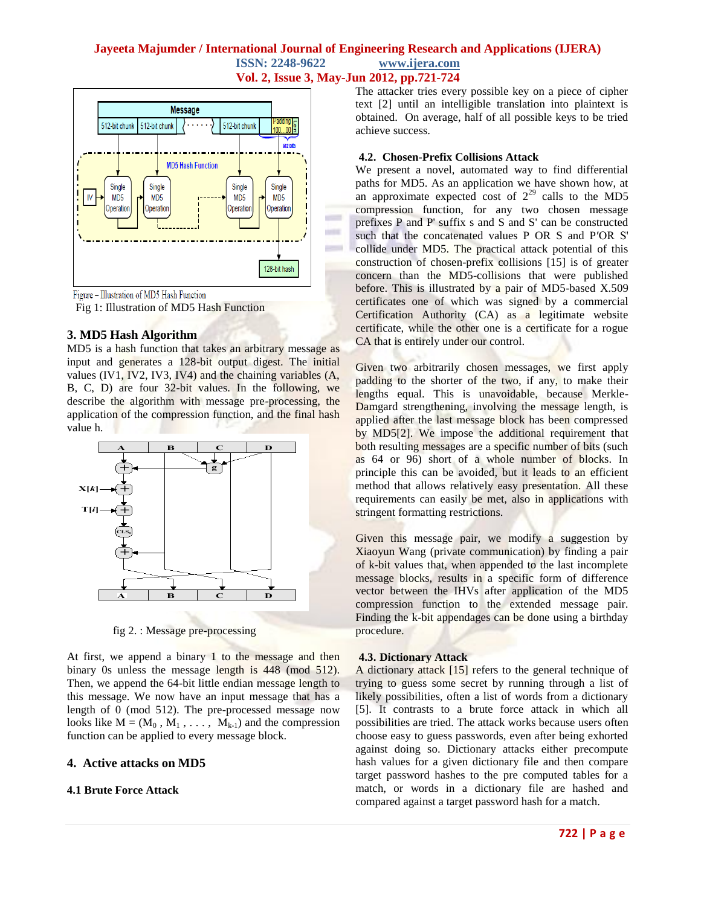Figure – Illustration of MD5 Hash Function

Fig 1: Illustration of MD5 Hash Function

## 3. MD5 Hash Algorithm

MD5 is a hash function that takes an arbitrary message as input and generates a 128-bit output digest. The initial values (IV1, IV2, IV3, IV4) and the chaining variables (A, B, C, D) are four 32-bit values. In the following, we describe the algorithm with message pre-processing, the application of the compression function, and the final hash value h.

fig 2. : Message pre-processing

At first, we append a binary 1 to the message and then binary 0s unless the message length is 448 (mod 512). Then, we append the 64-bit little endian message length to this message. We now have an input message that has a length of 0 (mod 512). The pre-processed message now looks like $M = (M_0 , M_1 , \ldots , M_{k-1})$ and the compression function can be applied to every message block.

## 4. Active attacks on MD5

### 4.1 Brute Force Attack

The attacker tries every possible key on a piece of cipher text [2] until an intelligible translation into plaintext is obtained. On average, half of all possible keys to be tried achieve success.

### 4.2. Chosen-Prefix Collisions Attack

We present a novel, automated way to find differential paths for MD5. As an application we have shown how, at an approximate expected cost of $2^{29}$ calls to the MD5 compression function, for any two chosen message prefixes P and P' suffix s and S' can be constructed such that the concatenated values P OR S and P′OR S' collide under MD5. The practical attack potential of this construction of chosen-prefix collisions [15] is of greater concern than the MD5-collisions that were published before. This is illustrated by a pair of MD5-based X.509 certificates one of which was signed by a commercial Certification Authority (CA) as a legitimate website certificate, while the other one is a certificate for a rogue CA that is entirely under our control.

Given two arbitrarily chosen messages, we first apply padding to the shorter of the two, if any, to make their lengths equal. This is unavoidable, because Merkle-Damgard strengthening, involving the message length, is applied after the last message block has been compressed by MD5[2]. We impose the additional requirement that both resulting messages are a specific number of bits (such as 64 or 96) short of a whole number of blocks. In principle this can be avoided, but it leads to an efficient method that allows relatively easy presentation. All these requirements can easily be met, also in applications with stringent formatting restrictions.

Given this message pair, we modify a suggestion by Xiaoyun Wang (private communication) by finding a pair of k-bit values that, when appended to the last incomplete message blocks, results in a specific form of difference vector between the IHVs after application of the MD5 compression function to the extended message pair. Finding the k-bit appendages can be done using a birthday procedure.

### 4.3. Dictionary Attack

A dictionary attack [15] refers to the general technique of trying to guess some secret by running through a list of likely possibilities, often a list of words from a dictionary [5]. It contrasts to a brute force attack in which all possibilities are tried. The attack works because users often choose easy to guess passwords, even after being exhorted against doing so. Dictionary attacks either precompute hash values for a given dictionary file and then compare target password hashes to the pre computed tables for a match, or words in a dictionary file are hashed and compared against a target password hash for a match.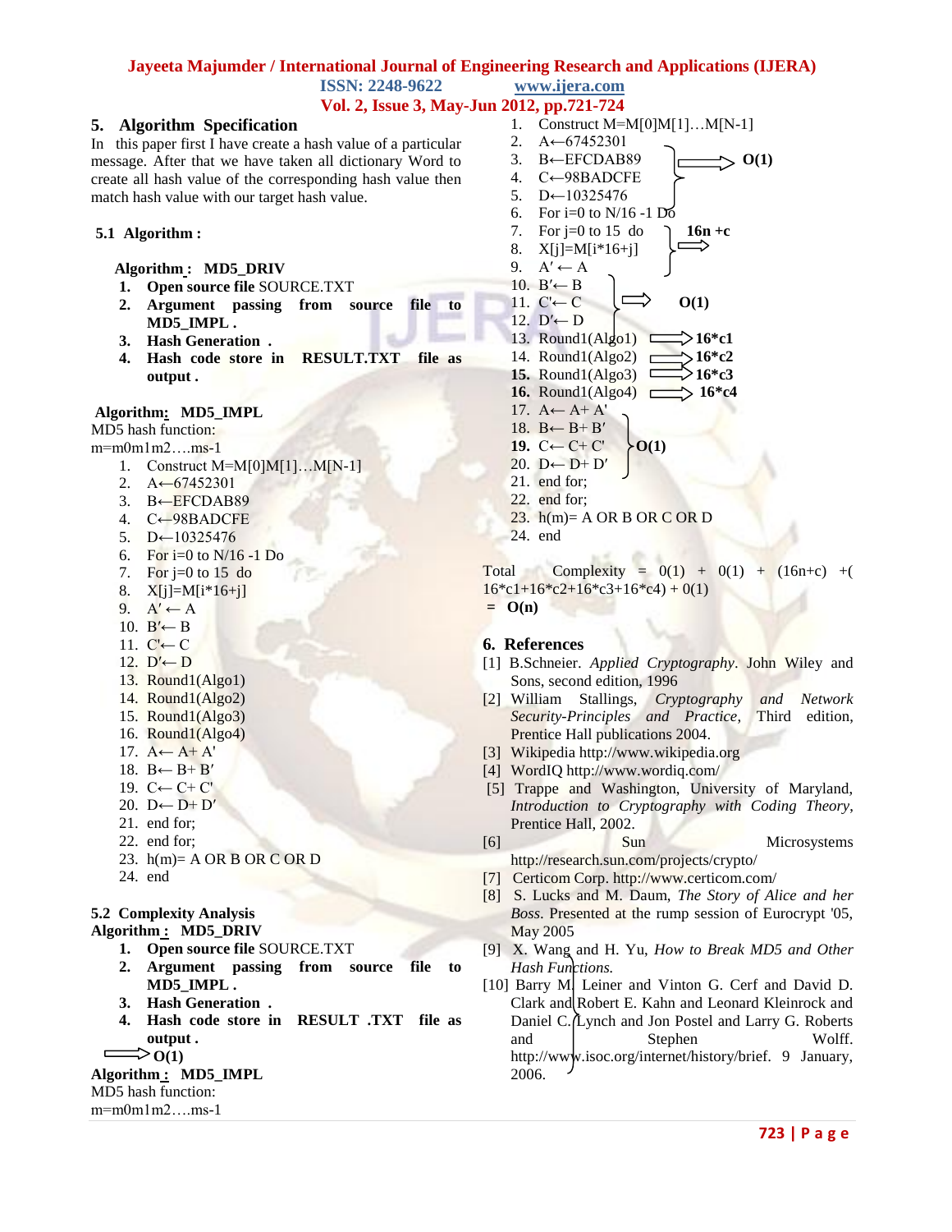## 5. Algorithm Specification

In this paper first I have create a hash value of a particular message. After that we have taken all dictionary Word to create all hash value of the corresponding hash value then match hash value with our target hash value.

### 5.1 Algorithm :

**Algorithm : MD5_DRIV**

1. **Open source file** SOURCE.TXT
2. **Argument passing from source file to MD5_IMPL .**
3. **Hash Generation .**
4. **Hash code store in RESULT.TXT file as output .**

**Algorithm: MD5_IMPL**

MD5 hash function:

m=m0m1m2….ms-1

1. Construct M=M[0]M[1]…M[N-1]
2. A←67452301
3. B←EFCDAB89
4. C←98BADCFE
5. D←10325476
6. For i=0 to N/16 -1 Do
7. For j=0 to 15 do
8. X[j]=M[i*16+j]
9. A′ ← A
10. B′← B
11. C'← C
12. D′← D
13. Round1(Algo1)
14. Round1(Algo2)
15. Round1(Algo3)
16. Round1(Algo4)
17. A← A+ A'
18. B← B+ B′
19. C← C+ C'
20. D← D+ D′
21. end for;
22. end for;
23. h(m)= A OR B OR C OR D
24. end

### 5.2 Complexity Analysis

**Algorithm : MD5_DRIV**

1. **Open source file** SOURCE.TXT
2. **Argument passing from source file to MD5_IMPL .**
3. **Hash Generation .**
4. **Hash code store in RESULT .TXT file as output .**

⟹ **O(1)**

**Algorithm : MD5_IMPL**

MD5 hash function:

m=m0m1m2….ms-1

1. Construct M=M[0]M[1]…M[N-1]
2. A←67452301
3. B←EFCDAB89 } ⟹ **O(1)** (steps 2–5)
4. C←98BADCFE
5. D←10325476
6. For i=0 to N/16 -1 Do
7. For j=0 to 15 do } ⟹ **16n +c** (steps 7–8)
8. X[j]=M[i*16+j]
9. A′ ← A
10. B′← B } ⟹ **O(1)** (steps 9–12)
11. C'← C
12. D′← D
13. Round1(Algo1) ⟹ **16*c1**
14. Round1(Algo2) ⟹ **16*c2**
15. **Round1(Algo3)** ⟹ **16*c3**
16. **Round1(Algo4)** ⟹ **16*c4**
17. A← A+ A'
18. B← B+ B′ } ⟹ **O(1)** (steps 17–20)
19. **C← C+ C'**
20. D← D+ D′
21. end for;
22. end for;
23. h(m)= A OR B OR C OR D
24. end

Total Complexity = 0(1) + 0(1) + (16n+c) +( 16*c1+16*c2+16*c3+16*c4) + 0(1)

**= O(n)**

## 6. References

[1] B.Schneier. *Applied Cryptography*. John Wiley and Sons, second edition, 1996

[2] William Stallings, *Cryptography and Network Security-Principles and Practice*, Third edition, Prentice Hall publications 2004.

[3] Wikipedia http://www.wikipedia.org

[4] WordIQ http://www.wordiq.com/

[5] Trappe and Washington, University of Maryland, *Introduction to Cryptography with Coding Theory*, Prentice Hall, 2002.

[6] Sun Microsystems http://research.sun.com/projects/crypto/

[7] Certicom Corp. http://www.certicom.com/

[8] S. Lucks and M. Daum, *The Story of Alice and her Boss*. Presented at the rump session of Eurocrypt '05, May 2005

[9] X. Wang and H. Yu, *How to Break MD5 and Other Hash Functions.*

[10] Barry M. Leiner and Vinton G. Cerf and David D. Clark and Robert E. Kahn and Leonard Kleinrock and Daniel C. Lynch and Jon Postel and Larry G. Roberts and Stephen Wolff. http://www.isoc.org/internet/history/brief. 9 January, 2006.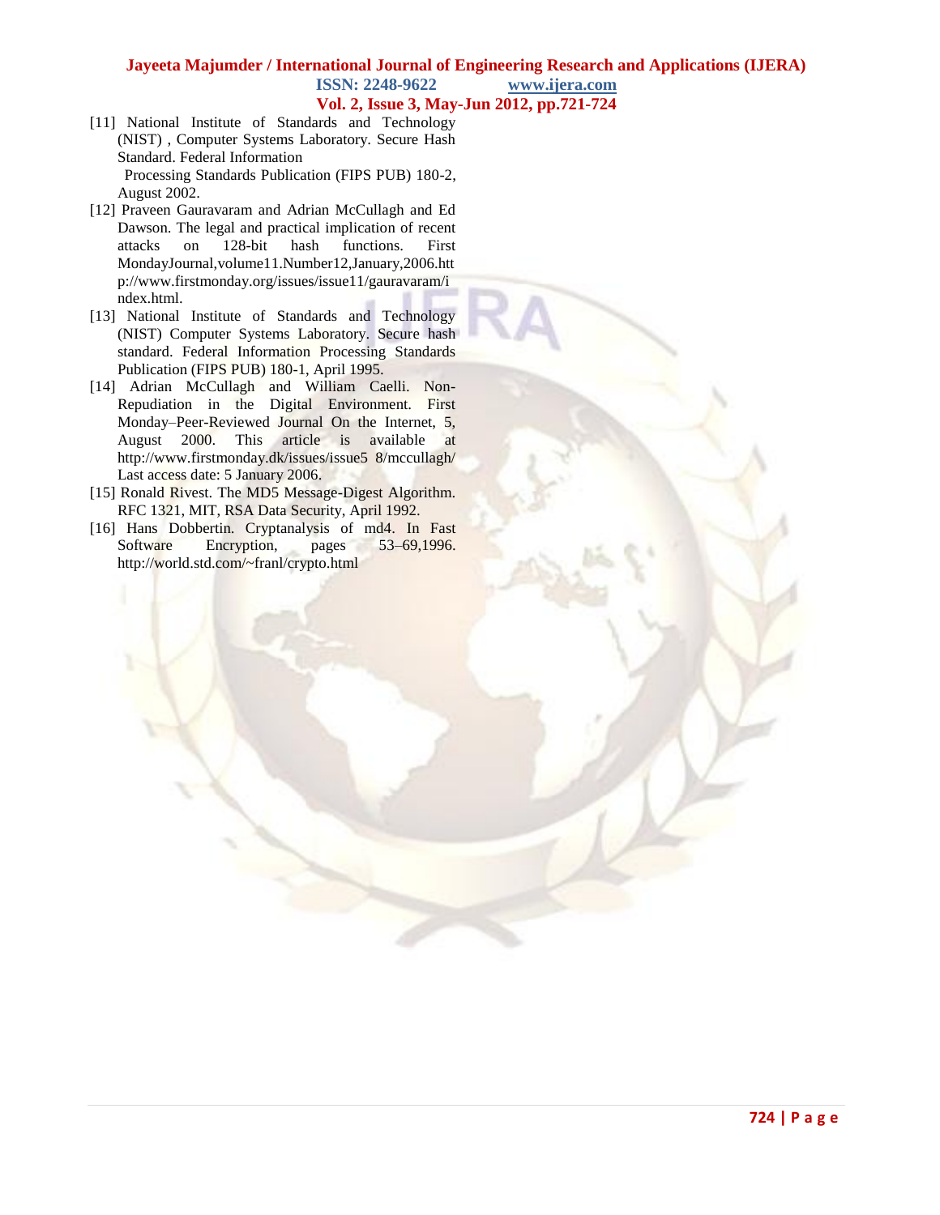[11] National Institute of Standards and Technology (NIST) , Computer Systems Laboratory. Secure Hash Standard. Federal Information Processing Standards Publication (FIPS PUB) 180-2, August 2002.

[12] Praveen Gauravaram and Adrian McCullagh and Ed Dawson. The legal and practical implication of recent attacks on 128-bit hash functions. First MondayJournal,volume11.Number12,January,2006.http://www.firstmonday.org/issues/issue11/gauravaram/index.html.

[13] National Institute of Standards and Technology (NIST) Computer Systems Laboratory. Secure hash standard. Federal Information Processing Standards Publication (FIPS PUB) 180-1, April 1995.

[14] Adrian McCullagh and William Caelli. Non-Repudiation in the Digital Environment. First Monday–Peer-Reviewed Journal On the Internet, 5, August 2000. This article is available at http://www.firstmonday.dk/issues/issue5 8/mccullagh/ Last access date: 5 January 2006.

[15] Ronald Rivest. The MD5 Message-Digest Algorithm. RFC 1321, MIT, RSA Data Security, April 1992.

[16] Hans Dobbertin. Cryptanalysis of md4. In Fast Software Encryption, pages 53–69,1996. http://world.std.com/~franl/crypto.html